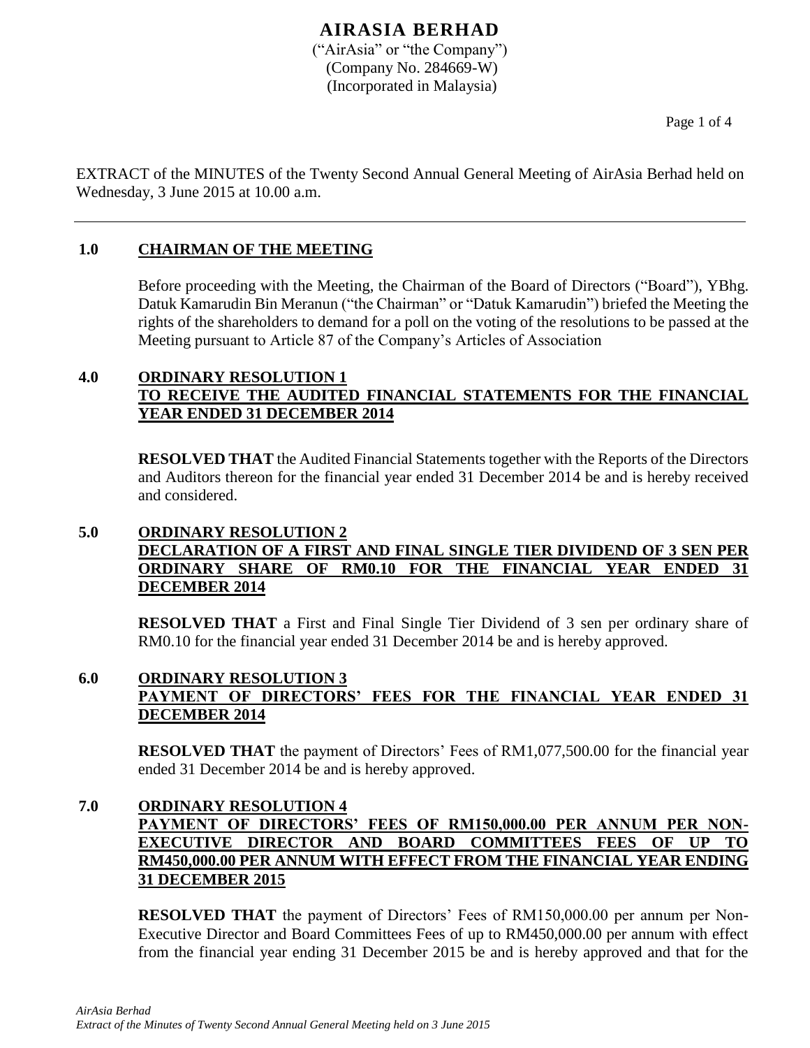# AIRASIA BERHAD

("AirAsia" or "the Company")
(Company No. 284669-W)
(Incorporated in Malaysia)

EXTRACT of the MINUTES of the Twenty Second Annual General Meeting of AirAsia Berhad held on Wednesday, 3 June 2015 at 10.00 a.m.

---

## 1.0 CHAIRMAN OF THE MEETING

Before proceeding with the Meeting, the Chairman of the Board of Directors ("Board"), YBhg. Datuk Kamarudin Bin Meranun ("the Chairman" or "Datuk Kamarudin") briefed the Meeting the rights of the shareholders to demand for a poll on the voting of the resolutions to be passed at the Meeting pursuant to Article 87 of the Company's Articles of Association

## 4.0 ORDINARY RESOLUTION 1 TO RECEIVE THE AUDITED FINANCIAL STATEMENTS FOR THE FINANCIAL YEAR ENDED 31 DECEMBER 2014

**RESOLVED THAT** the Audited Financial Statements together with the Reports of the Directors and Auditors thereon for the financial year ended 31 December 2014 be and is hereby received and considered.

## 5.0 ORDINARY RESOLUTION 2 DECLARATION OF A FIRST AND FINAL SINGLE TIER DIVIDEND OF 3 SEN PER ORDINARY SHARE OF RM0.10 FOR THE FINANCIAL YEAR ENDED 31 DECEMBER 2014

**RESOLVED THAT** a First and Final Single Tier Dividend of 3 sen per ordinary share of RM0.10 for the financial year ended 31 December 2014 be and is hereby approved.

## 6.0 ORDINARY RESOLUTION 3 PAYMENT OF DIRECTORS' FEES FOR THE FINANCIAL YEAR ENDED 31 DECEMBER 2014

**RESOLVED THAT** the payment of Directors' Fees of RM1,077,500.00 for the financial year ended 31 December 2014 be and is hereby approved.

## 7.0 ORDINARY RESOLUTION 4 PAYMENT OF DIRECTORS' FEES OF RM150,000.00 PER ANNUM PER NON-EXECUTIVE DIRECTOR AND BOARD COMMITTEES FEES OF UP TO RM450,000.00 PER ANNUM WITH EFFECT FROM THE FINANCIAL YEAR ENDING 31 DECEMBER 2015

**RESOLVED THAT** the payment of Directors' Fees of RM150,000.00 per annum per Non-Executive Director and Board Committees Fees of up to RM450,000.00 per annum with effect from the financial year ending 31 December 2015 be and is hereby approved and that for the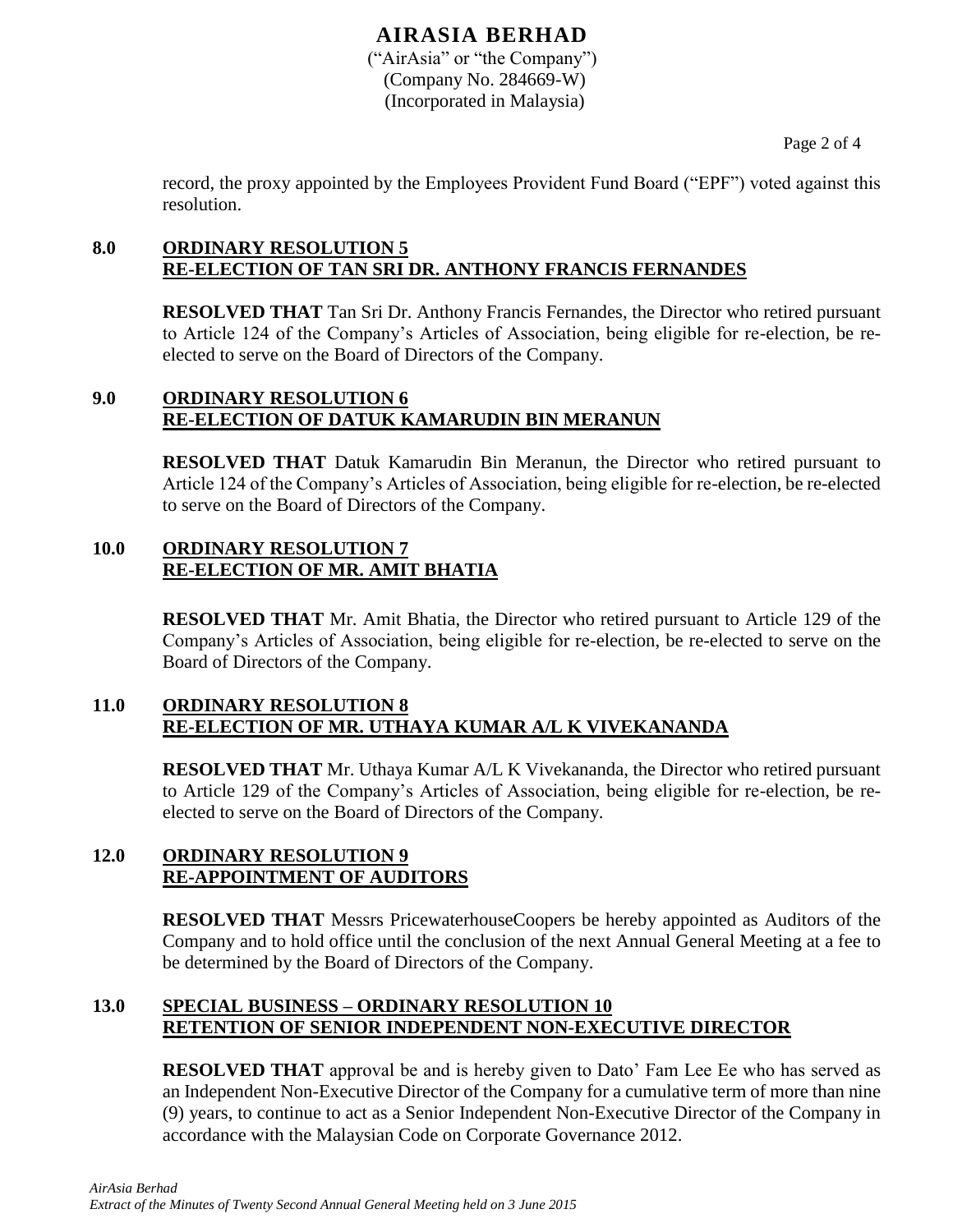record, the proxy appointed by the Employees Provident Fund Board ("EPF") voted against this resolution.

## 8.0 ORDINARY RESOLUTION 5 RE-ELECTION OF TAN SRI DR. ANTHONY FRANCIS FERNANDES

**RESOLVED THAT** Tan Sri Dr. Anthony Francis Fernandes, the Director who retired pursuant to Article 124 of the Company's Articles of Association, being eligible for re-election, be re-elected to serve on the Board of Directors of the Company.

## 9.0 ORDINARY RESOLUTION 6 RE-ELECTION OF DATUK KAMARUDIN BIN MERANUN

**RESOLVED THAT** Datuk Kamarudin Bin Meranun, the Director who retired pursuant to Article 124 of the Company's Articles of Association, being eligible for re-election, be re-elected to serve on the Board of Directors of the Company.

## 10.0 ORDINARY RESOLUTION 7 RE-ELECTION OF MR. AMIT BHATIA

**RESOLVED THAT** Mr. Amit Bhatia, the Director who retired pursuant to Article 129 of the Company's Articles of Association, being eligible for re-election, be re-elected to serve on the Board of Directors of the Company.

## 11.0 ORDINARY RESOLUTION 8 RE-ELECTION OF MR. UTHAYA KUMAR A/L K VIVEKANANDA

**RESOLVED THAT** Mr. Uthaya Kumar A/L K Vivekananda, the Director who retired pursuant to Article 129 of the Company's Articles of Association, being eligible for re-election, be re-elected to serve on the Board of Directors of the Company.

## 12.0 ORDINARY RESOLUTION 9 RE-APPOINTMENT OF AUDITORS

**RESOLVED THAT** Messrs PricewaterhouseCoopers be hereby appointed as Auditors of the Company and to hold office until the conclusion of the next Annual General Meeting at a fee to be determined by the Board of Directors of the Company.

## 13.0 SPECIAL BUSINESS – ORDINARY RESOLUTION 10 RETENTION OF SENIOR INDEPENDENT NON-EXECUTIVE DIRECTOR

**RESOLVED THAT** approval be and is hereby given to Dato' Fam Lee Ee who has served as an Independent Non-Executive Director of the Company for a cumulative term of more than nine (9) years, to continue to act as a Senior Independent Non-Executive Director of the Company in accordance with the Malaysian Code on Corporate Governance 2012.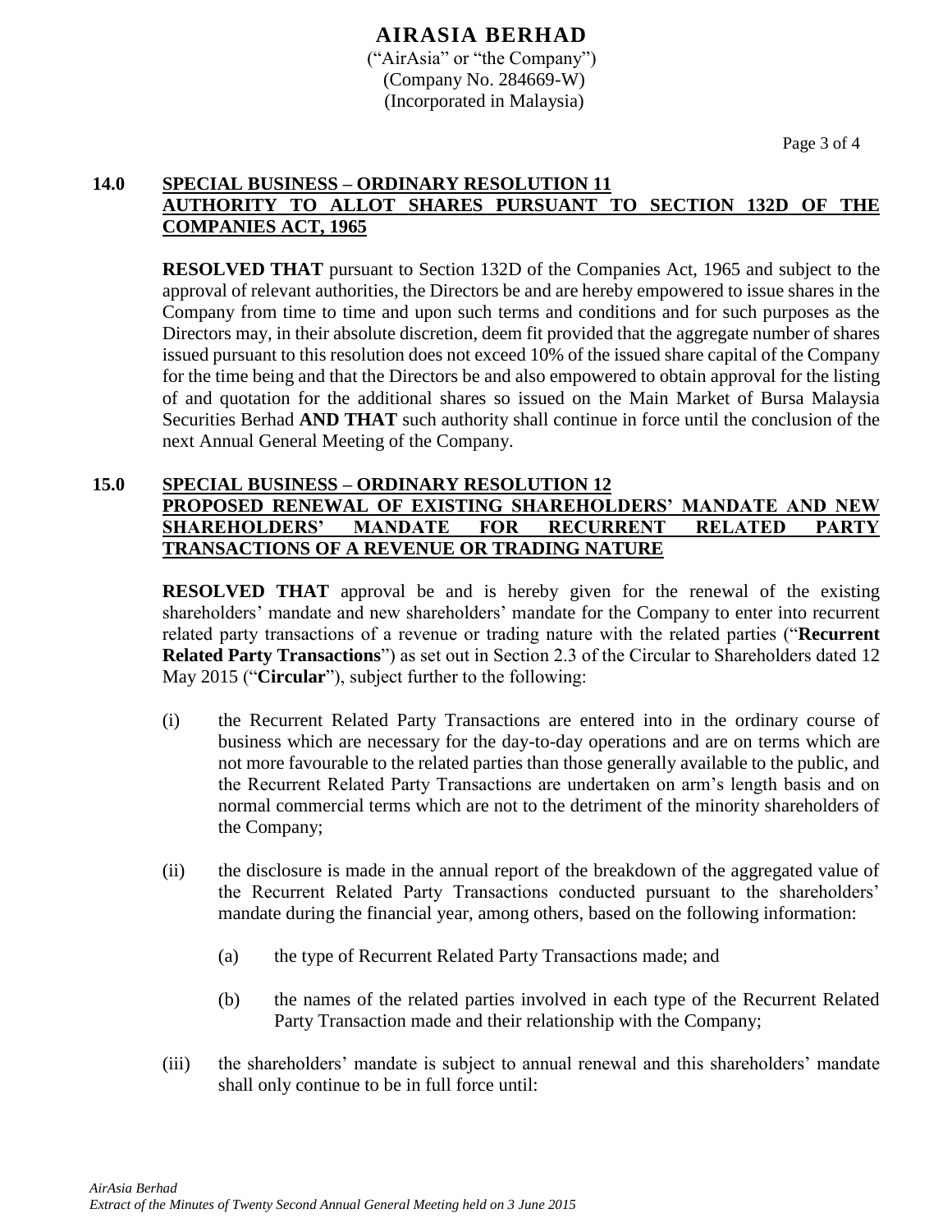## 14.0 SPECIAL BUSINESS – ORDINARY RESOLUTION 11
## AUTHORITY TO ALLOT SHARES PURSUANT TO SECTION 132D OF THE COMPANIES ACT, 1965

**RESOLVED THAT** pursuant to Section 132D of the Companies Act, 1965 and subject to the approval of relevant authorities, the Directors be and are hereby empowered to issue shares in the Company from time to time and upon such terms and conditions and for such purposes as the Directors may, in their absolute discretion, deem fit provided that the aggregate number of shares issued pursuant to this resolution does not exceed 10% of the issued share capital of the Company for the time being and that the Directors be and also empowered to obtain approval for the listing of and quotation for the additional shares so issued on the Main Market of Bursa Malaysia Securities Berhad **AND THAT** such authority shall continue in force until the conclusion of the next Annual General Meeting of the Company.

## 15.0 SPECIAL BUSINESS – ORDINARY RESOLUTION 12
## PROPOSED RENEWAL OF EXISTING SHAREHOLDERS' MANDATE AND NEW SHAREHOLDERS' MANDATE FOR RECURRENT RELATED PARTY TRANSACTIONS OF A REVENUE OR TRADING NATURE

**RESOLVED THAT** approval be and is hereby given for the renewal of the existing shareholders' mandate and new shareholders' mandate for the Company to enter into recurrent related party transactions of a revenue or trading nature with the related parties ("**Recurrent Related Party Transactions**") as set out in Section 2.3 of the Circular to Shareholders dated 12 May 2015 ("**Circular**"), subject further to the following:

(i) the Recurrent Related Party Transactions are entered into in the ordinary course of business which are necessary for the day-to-day operations and are on terms which are not more favourable to the related parties than those generally available to the public, and the Recurrent Related Party Transactions are undertaken on arm's length basis and on normal commercial terms which are not to the detriment of the minority shareholders of the Company;

(ii) the disclosure is made in the annual report of the breakdown of the aggregated value of the Recurrent Related Party Transactions conducted pursuant to the shareholders' mandate during the financial year, among others, based on the following information:

   (a) the type of Recurrent Related Party Transactions made; and

   (b) the names of the related parties involved in each type of the Recurrent Related Party Transaction made and their relationship with the Company;

(iii) the shareholders' mandate is subject to annual renewal and this shareholders' mandate shall only continue to be in full force until: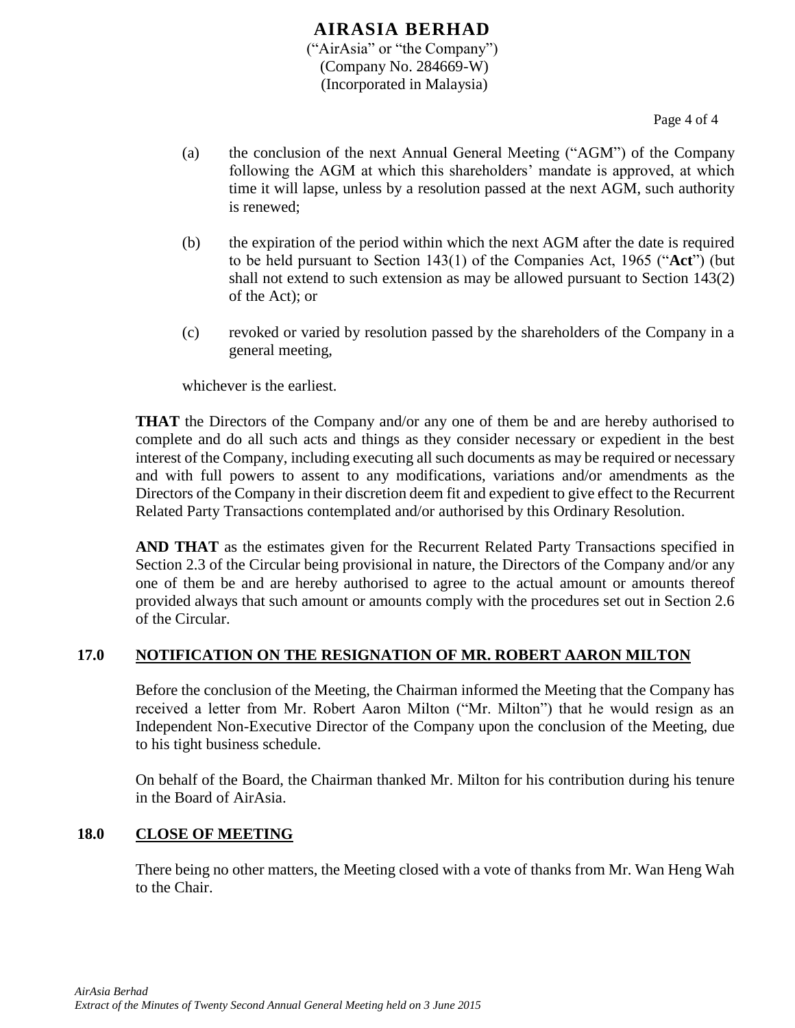(a) the conclusion of the next Annual General Meeting ("AGM") of the Company following the AGM at which this shareholders' mandate is approved, at which time it will lapse, unless by a resolution passed at the next AGM, such authority is renewed;

(b) the expiration of the period within which the next AGM after the date is required to be held pursuant to Section 143(1) of the Companies Act, 1965 ("**Act**") (but shall not extend to such extension as may be allowed pursuant to Section 143(2) of the Act); or

(c) revoked or varied by resolution passed by the shareholders of the Company in a general meeting,

whichever is the earliest.

**THAT** the Directors of the Company and/or any one of them be and are hereby authorised to complete and do all such acts and things as they consider necessary or expedient in the best interest of the Company, including executing all such documents as may be required or necessary and with full powers to assent to any modifications, variations and/or amendments as the Directors of the Company in their discretion deem fit and expedient to give effect to the Recurrent Related Party Transactions contemplated and/or authorised by this Ordinary Resolution.

**AND THAT** as the estimates given for the Recurrent Related Party Transactions specified in Section 2.3 of the Circular being provisional in nature, the Directors of the Company and/or any one of them be and are hereby authorised to agree to the actual amount or amounts thereof provided always that such amount or amounts comply with the procedures set out in Section 2.6 of the Circular.

## 17.0 NOTIFICATION ON THE RESIGNATION OF MR. ROBERT AARON MILTON

Before the conclusion of the Meeting, the Chairman informed the Meeting that the Company has received a letter from Mr. Robert Aaron Milton ("Mr. Milton") that he would resign as an Independent Non-Executive Director of the Company upon the conclusion of the Meeting, due to his tight business schedule.

On behalf of the Board, the Chairman thanked Mr. Milton for his contribution during his tenure in the Board of AirAsia.

## 18.0 CLOSE OF MEETING

There being no other matters, the Meeting closed with a vote of thanks from Mr. Wan Heng Wah to the Chair.